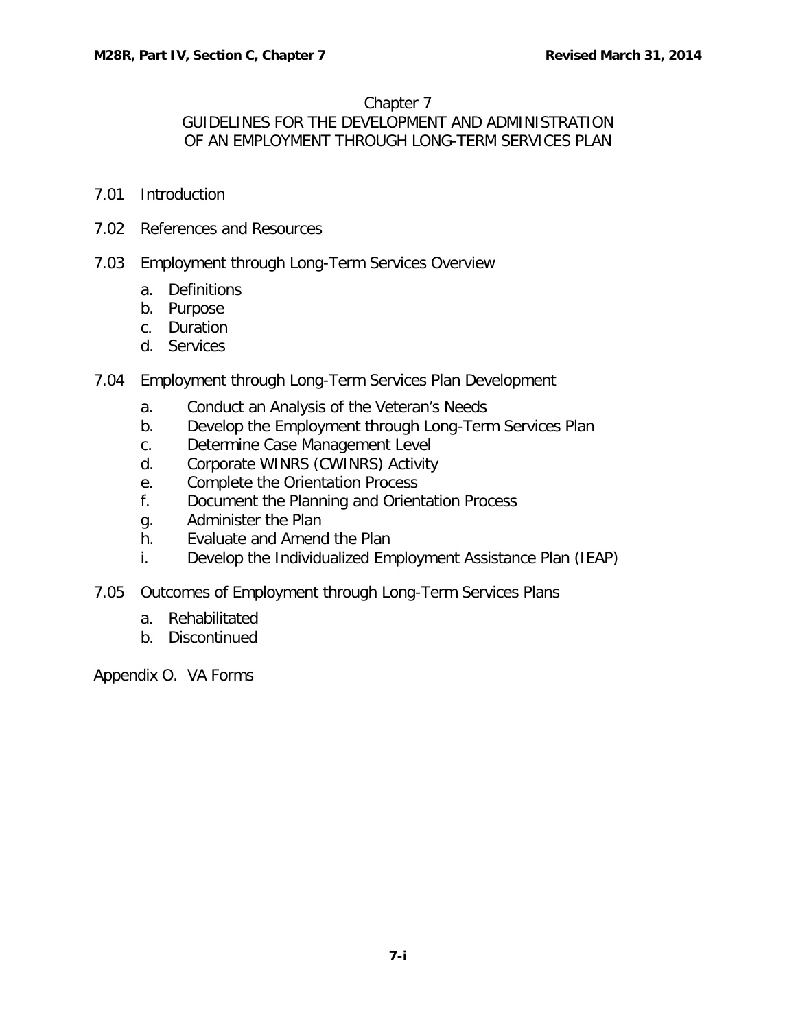# Chapter 7

## GUIDELINES FOR THE DEVELOPMENT AND ADMINISTRATION OF AN EMPLOYMENT THROUGH LONG-TERM SERVICES PLAN

7.01 Introduction

7.02 References and Resources

7.03 Employment through Long-Term Services Overview

- a. Definitions
- b. Purpose
- c. Duration
- d. Services

7.04 Employment through Long-Term Services Plan Development

- a. Conduct an Analysis of the Veteran's Needs
- b. Develop the Employment through Long-Term Services Plan
- c. Determine Case Management Level
- d. Corporate WINRS (CWINRS) Activity
- e. Complete the Orientation Process
- f. Document the Planning and Orientation Process
- g. Administer the Plan
- h. Evaluate and Amend the Plan
- i. Develop the Individualized Employment Assistance Plan (IEAP)

7.05 Outcomes of Employment through Long-Term Services Plans

- a. Rehabilitated
- b. Discontinued

Appendix O. VA Forms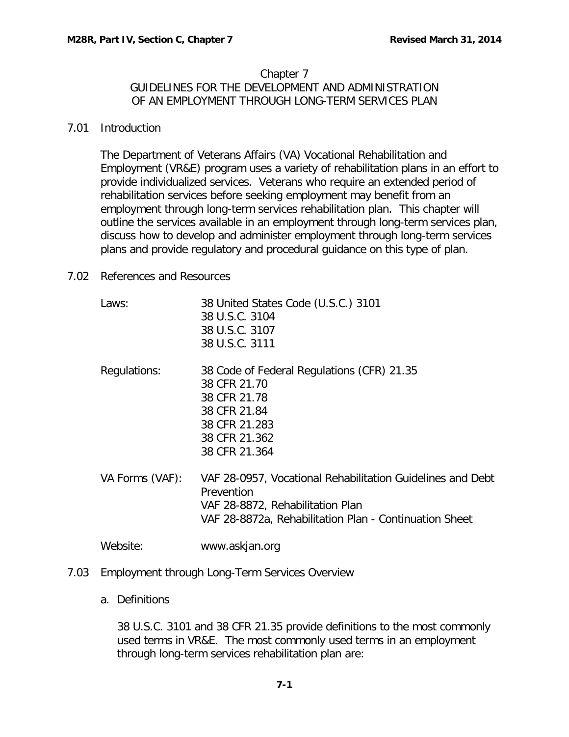# Chapter 7
## GUIDELINES FOR THE DEVELOPMENT AND ADMINISTRATION OF AN EMPLOYMENT THROUGH LONG-TERM SERVICES PLAN

### 7.01 Introduction

The Department of Veterans Affairs (VA) Vocational Rehabilitation and Employment (VR&E) program uses a variety of rehabilitation plans in an effort to provide individualized services. Veterans who require an extended period of rehabilitation services before seeking employment may benefit from an employment through long-term services rehabilitation plan. This chapter will outline the services available in an employment through long-term services plan, discuss how to develop and administer employment through long-term services plans and provide regulatory and procedural guidance on this type of plan.

### 7.02 References and Resources

| | |
|---|---|
| Laws: | 38 United States Code (U.S.C.) 3101<br>38 U.S.C. 3104<br>38 U.S.C. 3107<br>38 U.S.C. 3111 |
| Regulations: | 38 Code of Federal Regulations (CFR) 21.35<br>38 CFR 21.70<br>38 CFR 21.78<br>38 CFR 21.84<br>38 CFR 21.283<br>38 CFR 21.362<br>38 CFR 21.364 |
| VA Forms (VAF): | VAF 28-0957, Vocational Rehabilitation Guidelines and Debt Prevention<br>VAF 28-8872, Rehabilitation Plan<br>VAF 28-8872a, Rehabilitation Plan - Continuation Sheet |
| Website: | www.askjan.org |

### 7.03 Employment through Long-Term Services Overview

a. Definitions

38 U.S.C. 3101 and 38 CFR 21.35 provide definitions to the most commonly used terms in VR&E. The most commonly used terms in an employment through long-term services rehabilitation plan are: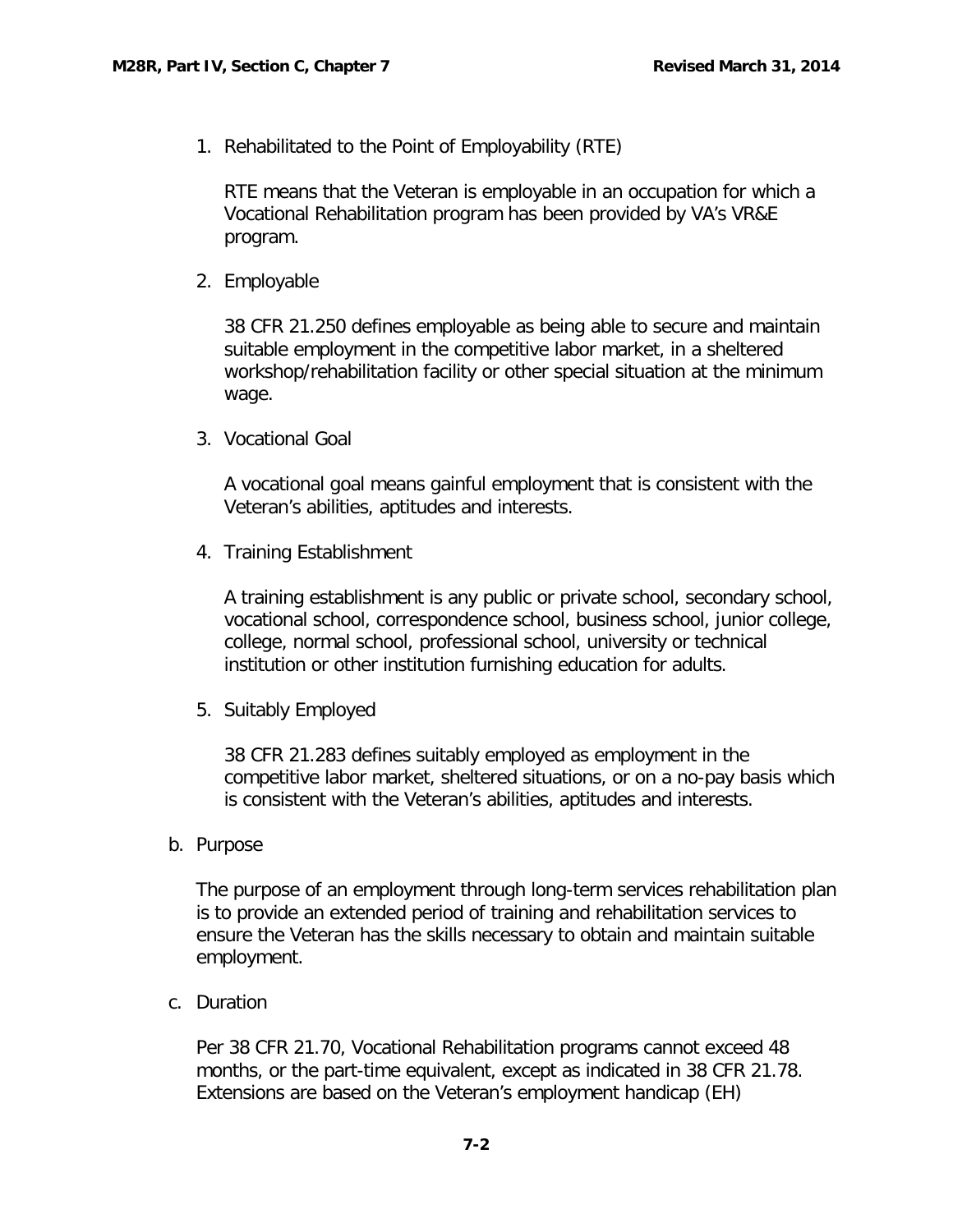1. Rehabilitated to the Point of Employability (RTE)

   RTE means that the Veteran is employable in an occupation for which a Vocational Rehabilitation program has been provided by VA's VR&E program.

2. Employable

   38 CFR 21.250 defines employable as being able to secure and maintain suitable employment in the competitive labor market, in a sheltered workshop/rehabilitation facility or other special situation at the minimum wage.

3. Vocational Goal

   A vocational goal means gainful employment that is consistent with the Veteran's abilities, aptitudes and interests.

4. Training Establishment

   A training establishment is any public or private school, secondary school, vocational school, correspondence school, business school, junior college, college, normal school, professional school, university or technical institution or other institution furnishing education for adults.

5. Suitably Employed

   38 CFR 21.283 defines suitably employed as employment in the competitive labor market, sheltered situations, or on a no-pay basis which is consistent with the Veteran's abilities, aptitudes and interests.

b. Purpose

The purpose of an employment through long-term services rehabilitation plan is to provide an extended period of training and rehabilitation services to ensure the Veteran has the skills necessary to obtain and maintain suitable employment.

c. Duration

Per 38 CFR 21.70, Vocational Rehabilitation programs cannot exceed 48 months, or the part-time equivalent, except as indicated in 38 CFR 21.78. Extensions are based on the Veteran's employment handicap (EH)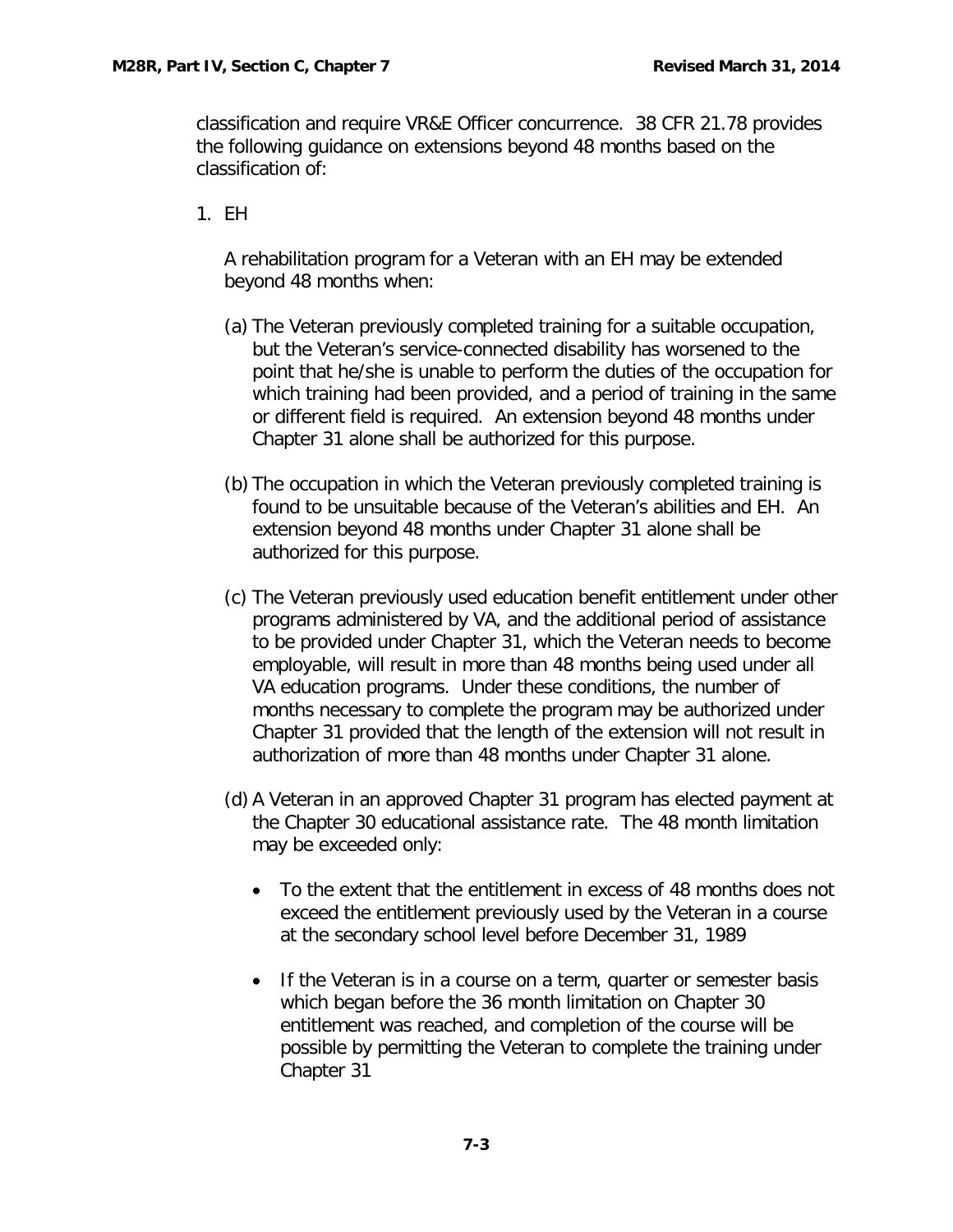classification and require VR&E Officer concurrence. 38 CFR 21.78 provides the following guidance on extensions beyond 48 months based on the classification of:

1. EH

   A rehabilitation program for a Veteran with an EH may be extended beyond 48 months when:

   (a) The Veteran previously completed training for a suitable occupation, but the Veteran's service-connected disability has worsened to the point that he/she is unable to perform the duties of the occupation for which training had been provided, and a period of training in the same or different field is required. An extension beyond 48 months under Chapter 31 alone shall be authorized for this purpose.

   (b) The occupation in which the Veteran previously completed training is found to be unsuitable because of the Veteran's abilities and EH. An extension beyond 48 months under Chapter 31 alone shall be authorized for this purpose.

   (c) The Veteran previously used education benefit entitlement under other programs administered by VA, and the additional period of assistance to be provided under Chapter 31, which the Veteran needs to become employable, will result in more than 48 months being used under all VA education programs. Under these conditions, the number of months necessary to complete the program may be authorized under Chapter 31 provided that the length of the extension will not result in authorization of more than 48 months under Chapter 31 alone.

   (d) A Veteran in an approved Chapter 31 program has elected payment at the Chapter 30 educational assistance rate. The 48 month limitation may be exceeded only:

      - To the extent that the entitlement in excess of 48 months does not exceed the entitlement previously used by the Veteran in a course at the secondary school level before December 31, 1989

      - If the Veteran is in a course on a term, quarter or semester basis which began before the 36 month limitation on Chapter 30 entitlement was reached, and completion of the course will be possible by permitting the Veteran to complete the training under Chapter 31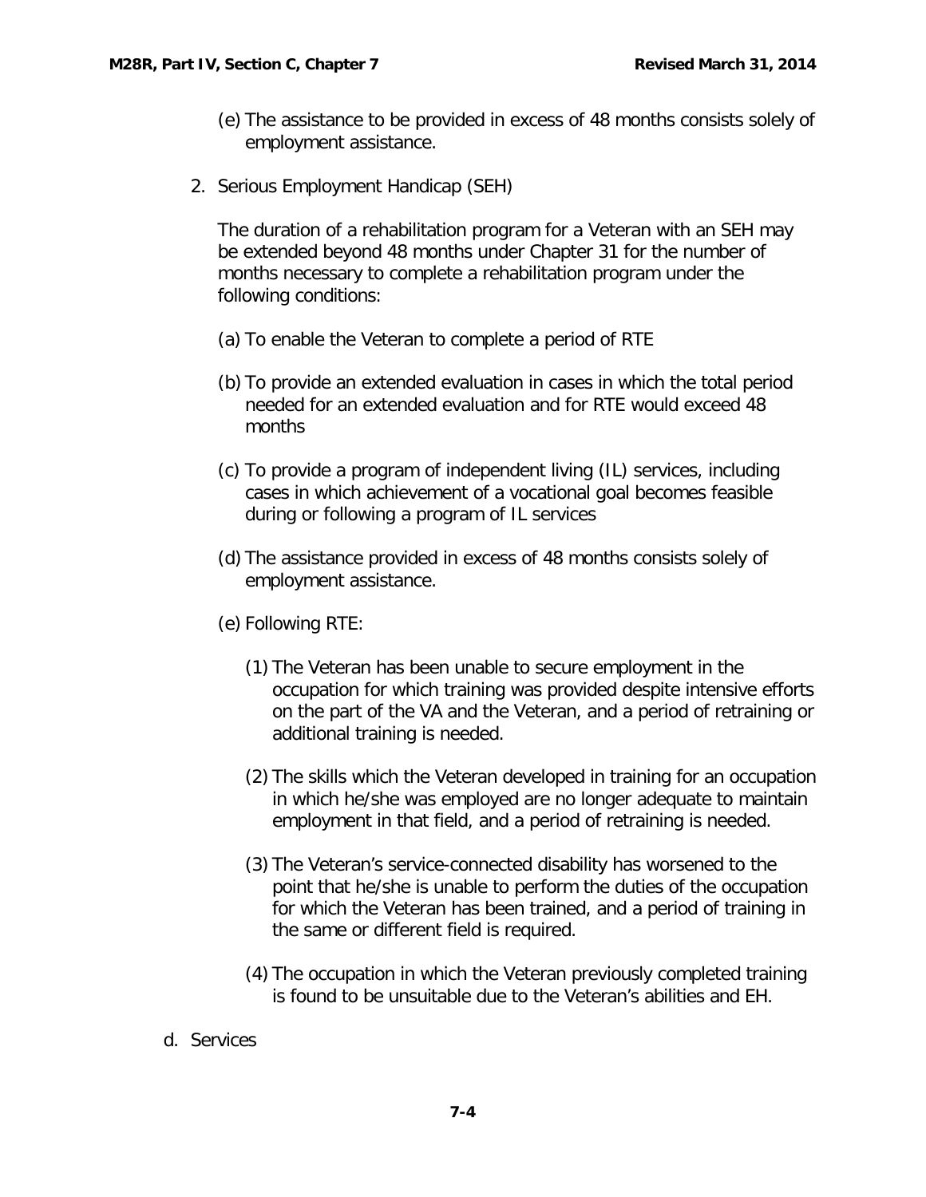(e) The assistance to be provided in excess of 48 months consists solely of employment assistance.

2. Serious Employment Handicap (SEH)

   The duration of a rehabilitation program for a Veteran with an SEH may be extended beyond 48 months under Chapter 31 for the number of months necessary to complete a rehabilitation program under the following conditions:

   (a) To enable the Veteran to complete a period of RTE

   (b) To provide an extended evaluation in cases in which the total period needed for an extended evaluation and for RTE would exceed 48 months

   (c) To provide a program of independent living (IL) services, including cases in which achievement of a vocational goal becomes feasible during or following a program of IL services

   (d) The assistance provided in excess of 48 months consists solely of employment assistance.

   (e) Following RTE:

      (1) The Veteran has been unable to secure employment in the occupation for which training was provided despite intensive efforts on the part of the VA and the Veteran, and a period of retraining or additional training is needed.

      (2) The skills which the Veteran developed in training for an occupation in which he/she was employed are no longer adequate to maintain employment in that field, and a period of retraining is needed.

      (3) The Veteran's service-connected disability has worsened to the point that he/she is unable to perform the duties of the occupation for which the Veteran has been trained, and a period of training in the same or different field is required.

      (4) The occupation in which the Veteran previously completed training is found to be unsuitable due to the Veteran's abilities and EH.

d. Services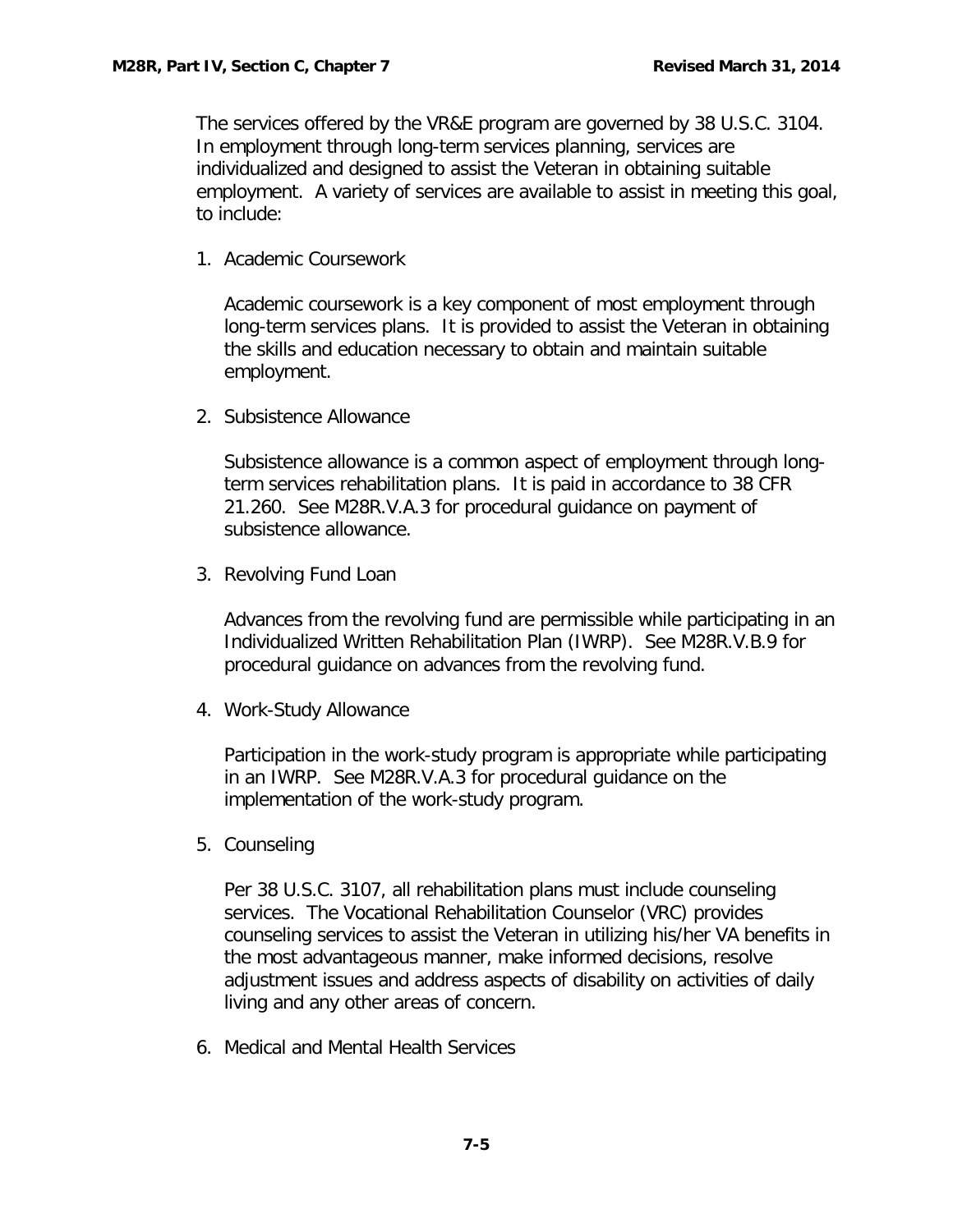The services offered by the VR&E program are governed by 38 U.S.C. 3104. In employment through long-term services planning, services are individualized and designed to assist the Veteran in obtaining suitable employment. A variety of services are available to assist in meeting this goal, to include:

1. Academic Coursework

   Academic coursework is a key component of most employment through long-term services plans. It is provided to assist the Veteran in obtaining the skills and education necessary to obtain and maintain suitable employment.

2. Subsistence Allowance

   Subsistence allowance is a common aspect of employment through long-term services rehabilitation plans. It is paid in accordance to 38 CFR 21.260. See M28R.V.A.3 for procedural guidance on payment of subsistence allowance.

3. Revolving Fund Loan

   Advances from the revolving fund are permissible while participating in an Individualized Written Rehabilitation Plan (IWRP). See M28R.V.B.9 for procedural guidance on advances from the revolving fund.

4. Work-Study Allowance

   Participation in the work-study program is appropriate while participating in an IWRP. See M28R.V.A.3 for procedural guidance on the implementation of the work-study program.

5. Counseling

   Per 38 U.S.C. 3107, all rehabilitation plans must include counseling services. The Vocational Rehabilitation Counselor (VRC) provides counseling services to assist the Veteran in utilizing his/her VA benefits in the most advantageous manner, make informed decisions, resolve adjustment issues and address aspects of disability on activities of daily living and any other areas of concern.

6. Medical and Mental Health Services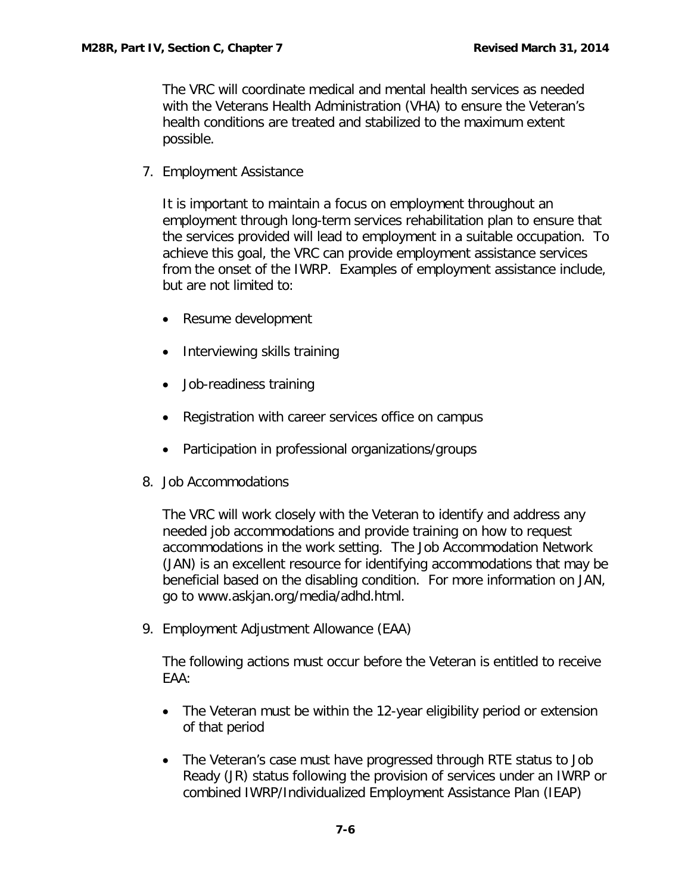The VRC will coordinate medical and mental health services as needed with the Veterans Health Administration (VHA) to ensure the Veteran's health conditions are treated and stabilized to the maximum extent possible.

7. Employment Assistance

   It is important to maintain a focus on employment throughout an employment through long-term services rehabilitation plan to ensure that the services provided will lead to employment in a suitable occupation. To achieve this goal, the VRC can provide employment assistance services from the onset of the IWRP. Examples of employment assistance include, but are not limited to:

   - Resume development
   - Interviewing skills training
   - Job-readiness training
   - Registration with career services office on campus
   - Participation in professional organizations/groups

8. Job Accommodations

   The VRC will work closely with the Veteran to identify and address any needed job accommodations and provide training on how to request accommodations in the work setting. The Job Accommodation Network (JAN) is an excellent resource for identifying accommodations that may be beneficial based on the disabling condition. For more information on JAN, go to www.askjan.org/media/adhd.html.

9. Employment Adjustment Allowance (EAA)

   The following actions must occur before the Veteran is entitled to receive EAA:

   - The Veteran must be within the 12-year eligibility period or extension of that period
   - The Veteran's case must have progressed through RTE status to Job Ready (JR) status following the provision of services under an IWRP or combined IWRP/Individualized Employment Assistance Plan (IEAP)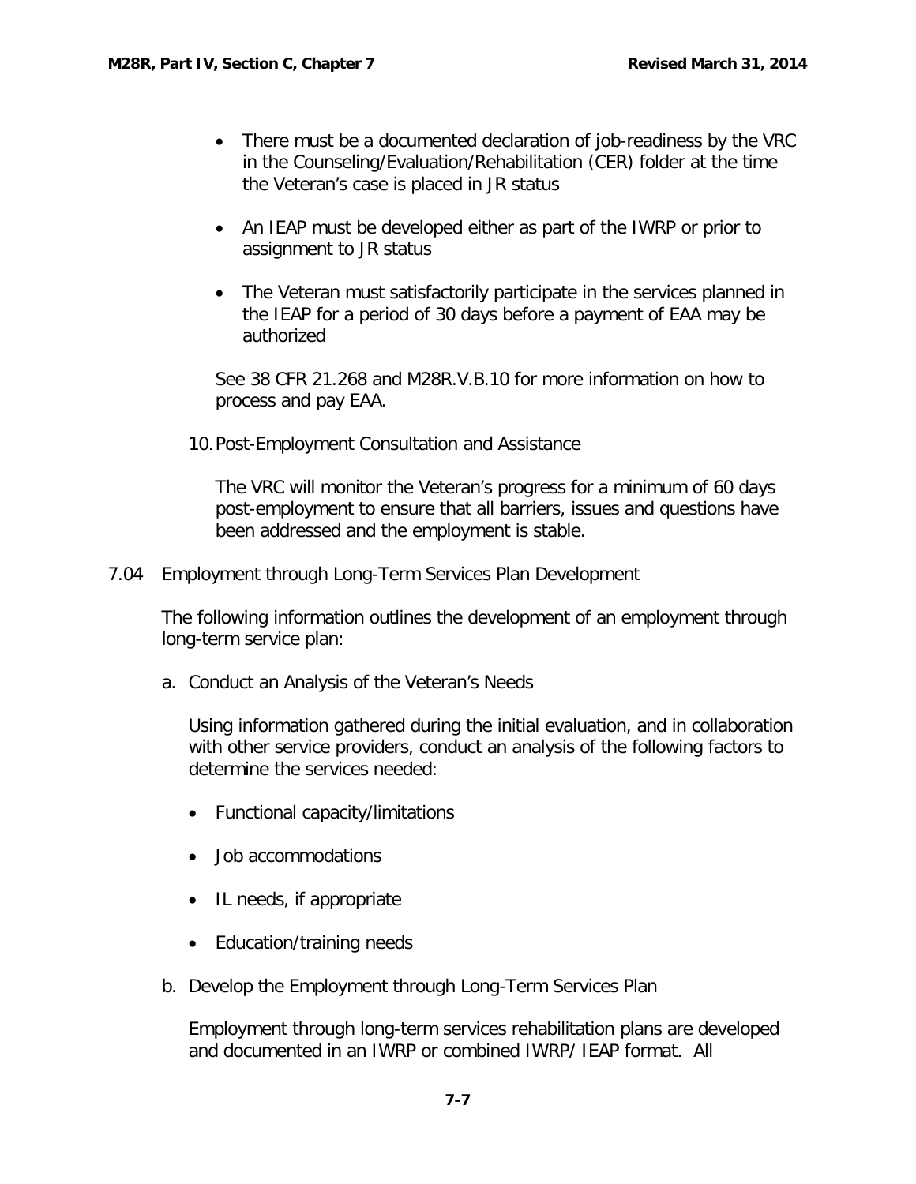- There must be a documented declaration of job-readiness by the VRC in the Counseling/Evaluation/Rehabilitation (CER) folder at the time the Veteran's case is placed in JR status
- An IEAP must be developed either as part of the IWRP or prior to assignment to JR status
- The Veteran must satisfactorily participate in the services planned in the IEAP for a period of 30 days before a payment of EAA may be authorized

See 38 CFR 21.268 and M28R.V.B.10 for more information on how to process and pay EAA.

10. Post-Employment Consultation and Assistance

The VRC will monitor the Veteran's progress for a minimum of 60 days post-employment to ensure that all barriers, issues and questions have been addressed and the employment is stable.

## 7.04 Employment through Long-Term Services Plan Development

The following information outlines the development of an employment through long-term service plan:

a. Conduct an Analysis of the Veteran's Needs

Using information gathered during the initial evaluation, and in collaboration with other service providers, conduct an analysis of the following factors to determine the services needed:

- Functional capacity/limitations
- Job accommodations
- IL needs, if appropriate
- Education/training needs

b. Develop the Employment through Long-Term Services Plan

Employment through long-term services rehabilitation plans are developed and documented in an IWRP or combined IWRP/ IEAP format. All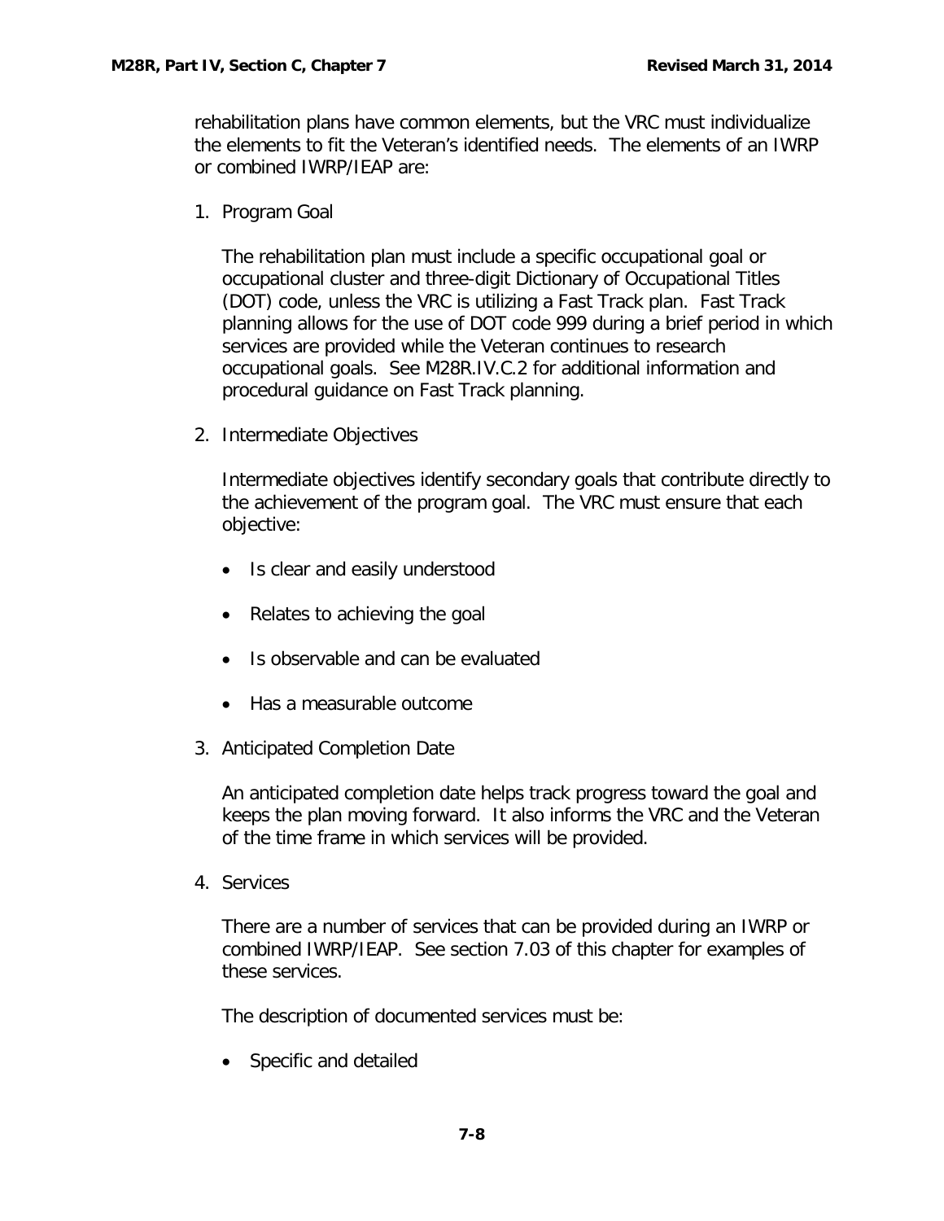rehabilitation plans have common elements, but the VRC must individualize the elements to fit the Veteran's identified needs. The elements of an IWRP or combined IWRP/IEAP are:

1. Program Goal

   The rehabilitation plan must include a specific occupational goal or occupational cluster and three-digit Dictionary of Occupational Titles (DOT) code, unless the VRC is utilizing a Fast Track plan. Fast Track planning allows for the use of DOT code 999 during a brief period in which services are provided while the Veteran continues to research occupational goals. See M28R.IV.C.2 for additional information and procedural guidance on Fast Track planning.

2. Intermediate Objectives

   Intermediate objectives identify secondary goals that contribute directly to the achievement of the program goal. The VRC must ensure that each objective:

   - Is clear and easily understood
   - Relates to achieving the goal
   - Is observable and can be evaluated
   - Has a measurable outcome

3. Anticipated Completion Date

   An anticipated completion date helps track progress toward the goal and keeps the plan moving forward. It also informs the VRC and the Veteran of the time frame in which services will be provided.

4. Services

   There are a number of services that can be provided during an IWRP or combined IWRP/IEAP. See section 7.03 of this chapter for examples of these services.

   The description of documented services must be:

   - Specific and detailed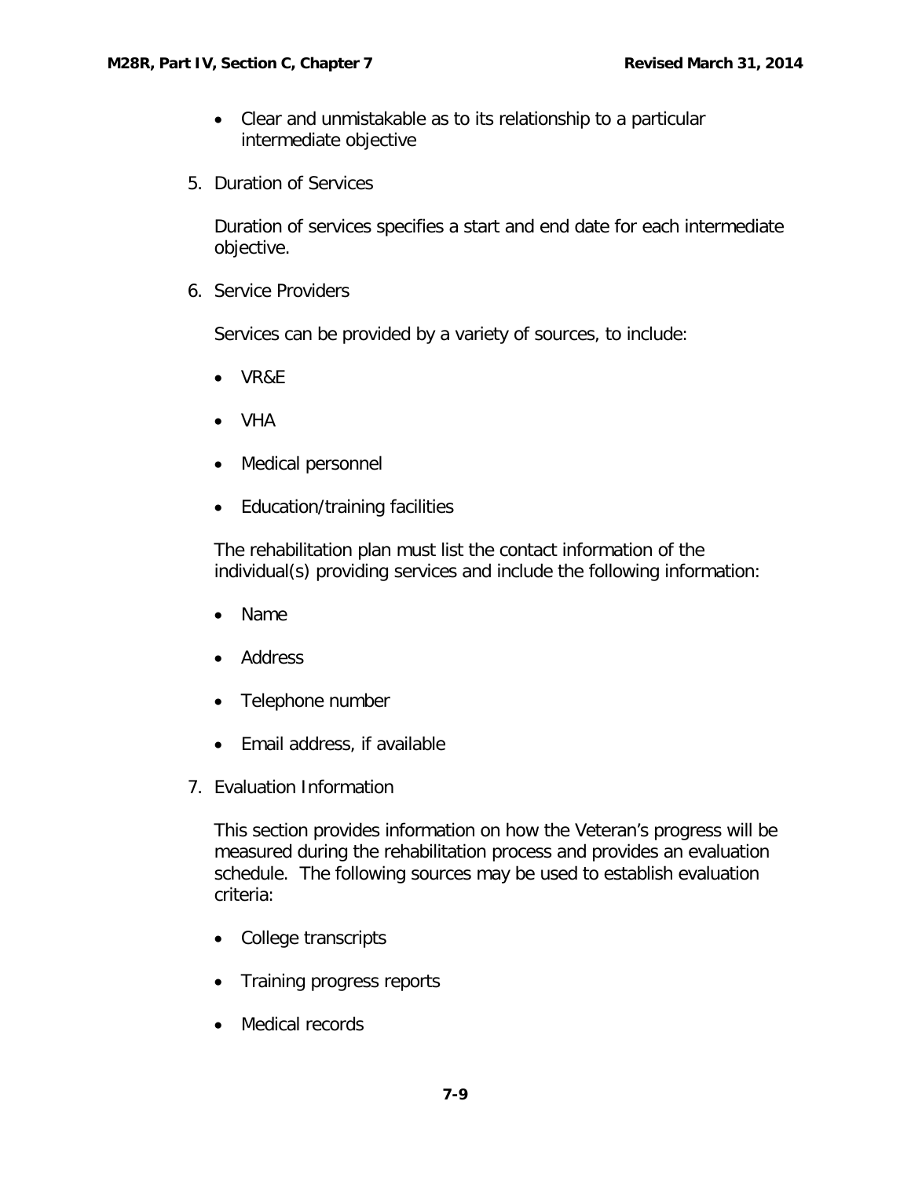- Clear and unmistakable as to its relationship to a particular intermediate objective

5. Duration of Services

   Duration of services specifies a start and end date for each intermediate objective.

6. Service Providers

   Services can be provided by a variety of sources, to include:

   - VR&E
   - VHA
   - Medical personnel
   - Education/training facilities

   The rehabilitation plan must list the contact information of the individual(s) providing services and include the following information:

   - Name
   - Address
   - Telephone number
   - Email address, if available

7. Evaluation Information

   This section provides information on how the Veteran's progress will be measured during the rehabilitation process and provides an evaluation schedule. The following sources may be used to establish evaluation criteria:

   - College transcripts
   - Training progress reports
   - Medical records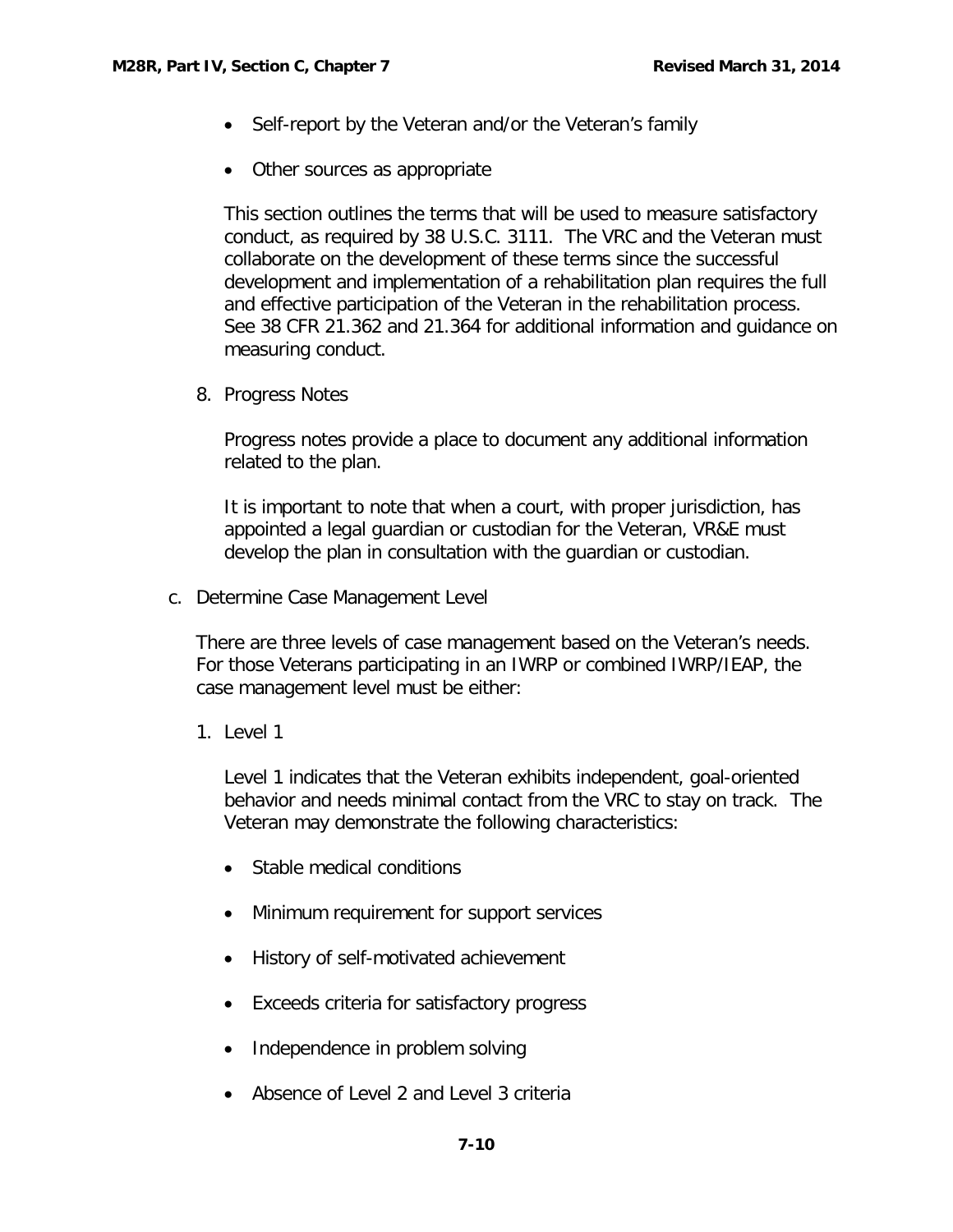- Self-report by the Veteran and/or the Veteran's family
- Other sources as appropriate

This section outlines the terms that will be used to measure satisfactory conduct, as required by 38 U.S.C. 3111. The VRC and the Veteran must collaborate on the development of these terms since the successful development and implementation of a rehabilitation plan requires the full and effective participation of the Veteran in the rehabilitation process. See 38 CFR 21.362 and 21.364 for additional information and guidance on measuring conduct.

8. Progress Notes

Progress notes provide a place to document any additional information related to the plan.

It is important to note that when a court, with proper jurisdiction, has appointed a legal guardian or custodian for the Veteran, VR&E must develop the plan in consultation with the guardian or custodian.

c. Determine Case Management Level

There are three levels of case management based on the Veteran's needs. For those Veterans participating in an IWRP or combined IWRP/IEAP, the case management level must be either:

1. Level 1

Level 1 indicates that the Veteran exhibits independent, goal-oriented behavior and needs minimal contact from the VRC to stay on track. The Veteran may demonstrate the following characteristics:

- Stable medical conditions
- Minimum requirement for support services
- History of self-motivated achievement
- Exceeds criteria for satisfactory progress
- Independence in problem solving
- Absence of Level 2 and Level 3 criteria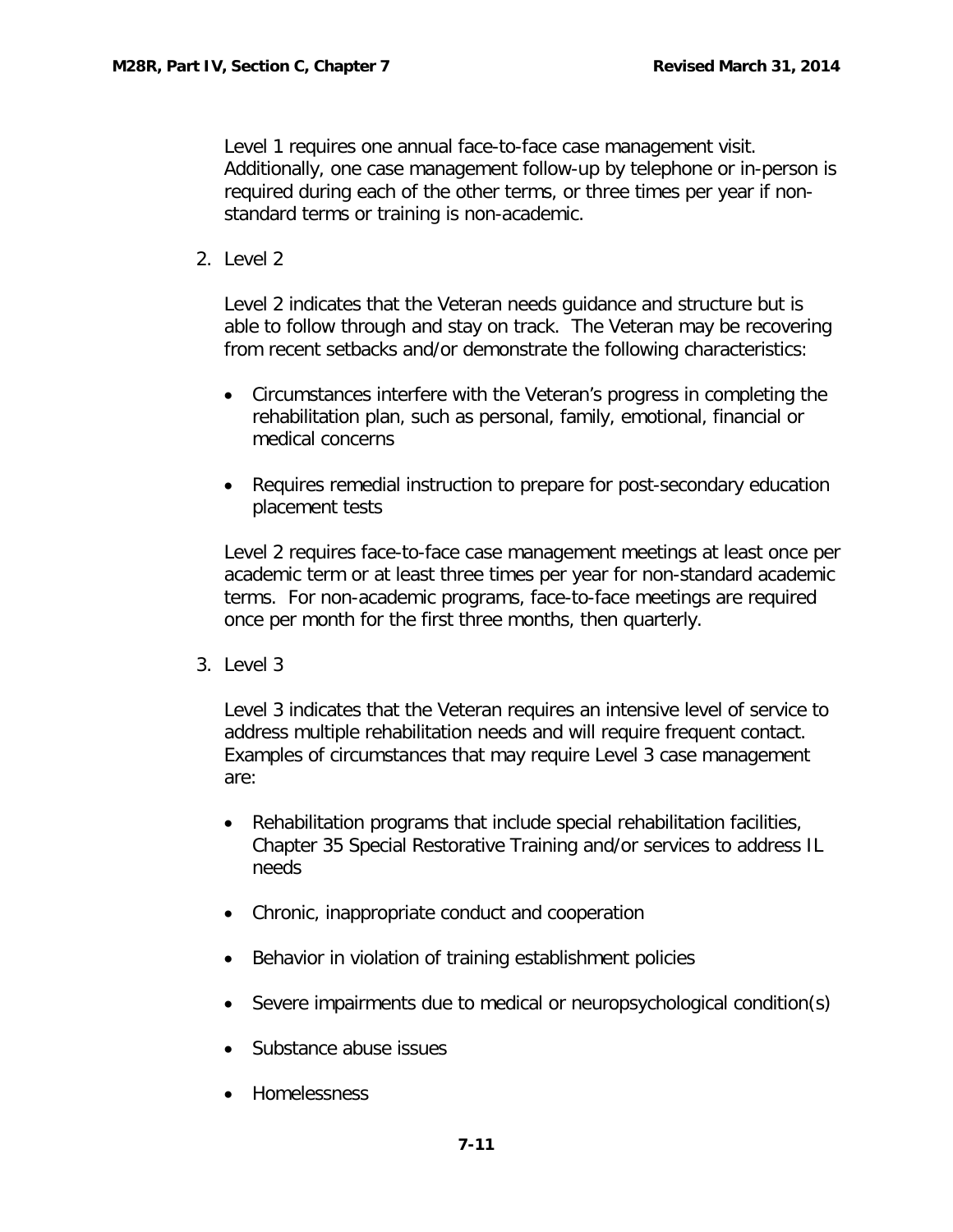Level 1 requires one annual face-to-face case management visit. Additionally, one case management follow-up by telephone or in-person is required during each of the other terms, or three times per year if non-standard terms or training is non-academic.

2. Level 2

   Level 2 indicates that the Veteran needs guidance and structure but is able to follow through and stay on track. The Veteran may be recovering from recent setbacks and/or demonstrate the following characteristics:

   - Circumstances interfere with the Veteran's progress in completing the rehabilitation plan, such as personal, family, emotional, financial or medical concerns

   - Requires remedial instruction to prepare for post-secondary education placement tests

   Level 2 requires face-to-face case management meetings at least once per academic term or at least three times per year for non-standard academic terms. For non-academic programs, face-to-face meetings are required once per month for the first three months, then quarterly.

3. Level 3

   Level 3 indicates that the Veteran requires an intensive level of service to address multiple rehabilitation needs and will require frequent contact. Examples of circumstances that may require Level 3 case management are:

   - Rehabilitation programs that include special rehabilitation facilities, Chapter 35 Special Restorative Training and/or services to address IL needs

   - Chronic, inappropriate conduct and cooperation

   - Behavior in violation of training establishment policies

   - Severe impairments due to medical or neuropsychological condition(s)

   - Substance abuse issues

   - Homelessness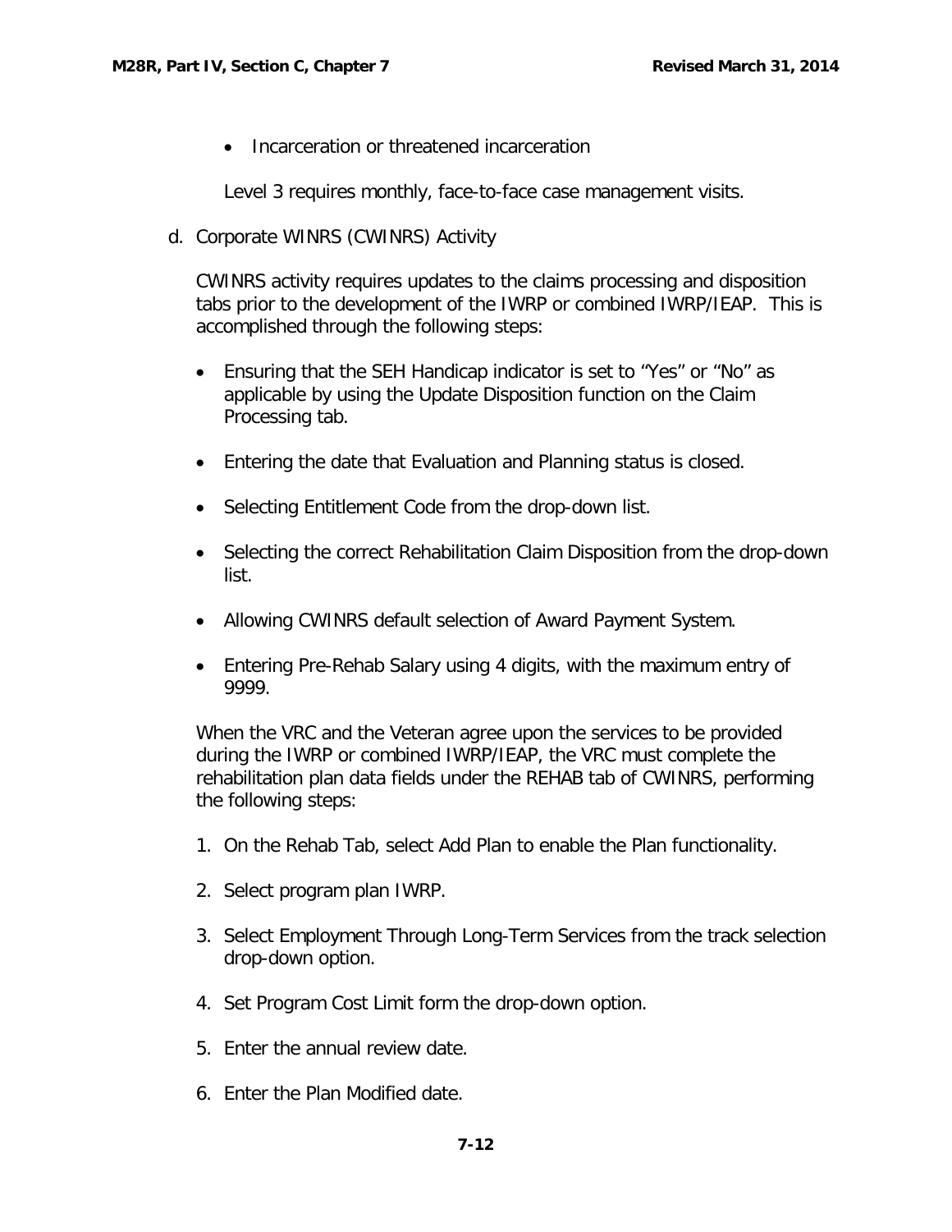- Incarceration or threatened incarceration

Level 3 requires monthly, face-to-face case management visits.

d. Corporate WINRS (CWINRS) Activity

CWINRS activity requires updates to the claims processing and disposition tabs prior to the development of the IWRP or combined IWRP/IEAP. This is accomplished through the following steps:

- Ensuring that the SEH Handicap indicator is set to “Yes” or “No” as applicable by using the Update Disposition function on the Claim Processing tab.
- Entering the date that Evaluation and Planning status is closed.
- Selecting Entitlement Code from the drop-down list.
- Selecting the correct Rehabilitation Claim Disposition from the drop-down list.
- Allowing CWINRS default selection of Award Payment System.
- Entering Pre-Rehab Salary using 4 digits, with the maximum entry of 9999.

When the VRC and the Veteran agree upon the services to be provided during the IWRP or combined IWRP/IEAP, the VRC must complete the rehabilitation plan data fields under the REHAB tab of CWINRS, performing the following steps:

1. On the Rehab Tab, select Add Plan to enable the Plan functionality.
2. Select program plan IWRP.
3. Select Employment Through Long-Term Services from the track selection drop-down option.
4. Set Program Cost Limit form the drop-down option.
5. Enter the annual review date.
6. Enter the Plan Modified date.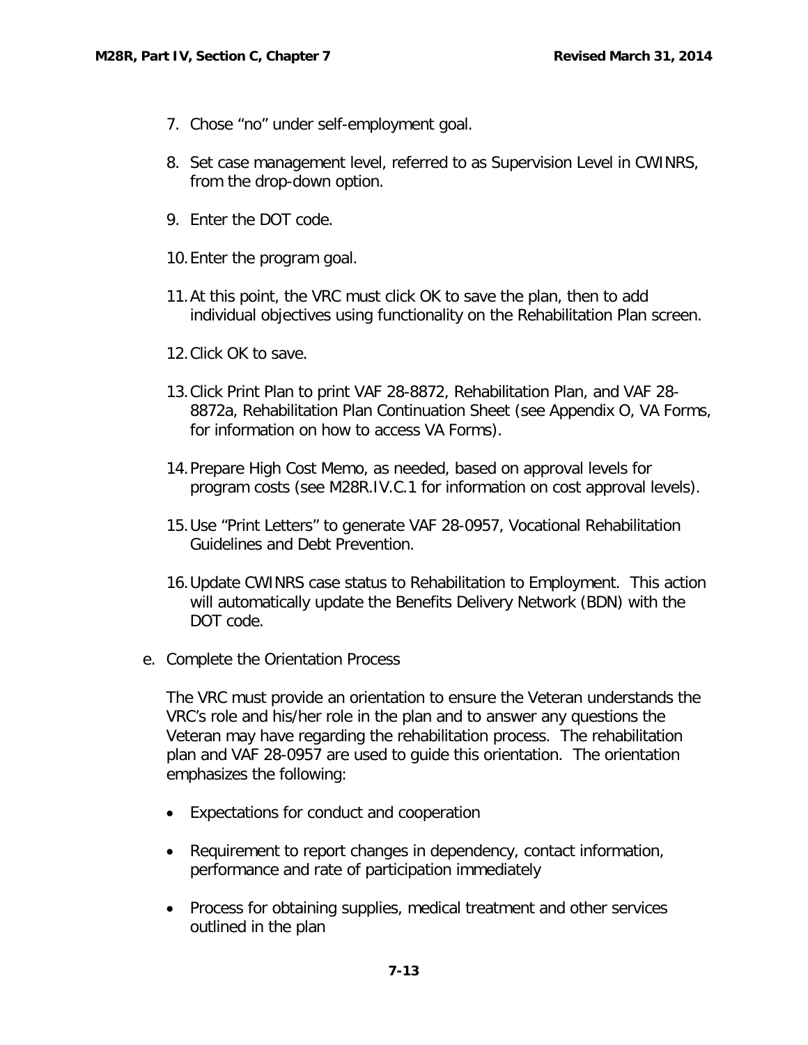7. Chose "no" under self-employment goal.

8. Set case management level, referred to as Supervision Level in CWINRS, from the drop-down option.

9. Enter the DOT code.

10. Enter the program goal.

11. At this point, the VRC must click OK to save the plan, then to add individual objectives using functionality on the Rehabilitation Plan screen.

12. Click OK to save.

13. Click Print Plan to print VAF 28-8872, Rehabilitation Plan, and VAF 28-8872a, Rehabilitation Plan Continuation Sheet (see Appendix O, VA Forms, for information on how to access VA Forms).

14. Prepare High Cost Memo, as needed, based on approval levels for program costs (see M28R.IV.C.1 for information on cost approval levels).

15. Use "Print Letters" to generate VAF 28-0957, Vocational Rehabilitation Guidelines and Debt Prevention.

16. Update CWINRS case status to Rehabilitation to Employment. This action will automatically update the Benefits Delivery Network (BDN) with the DOT code.

e. Complete the Orientation Process

The VRC must provide an orientation to ensure the Veteran understands the VRC's role and his/her role in the plan and to answer any questions the Veteran may have regarding the rehabilitation process. The rehabilitation plan and VAF 28-0957 are used to guide this orientation. The orientation emphasizes the following:

- Expectations for conduct and cooperation
- Requirement to report changes in dependency, contact information, performance and rate of participation immediately
- Process for obtaining supplies, medical treatment and other services outlined in the plan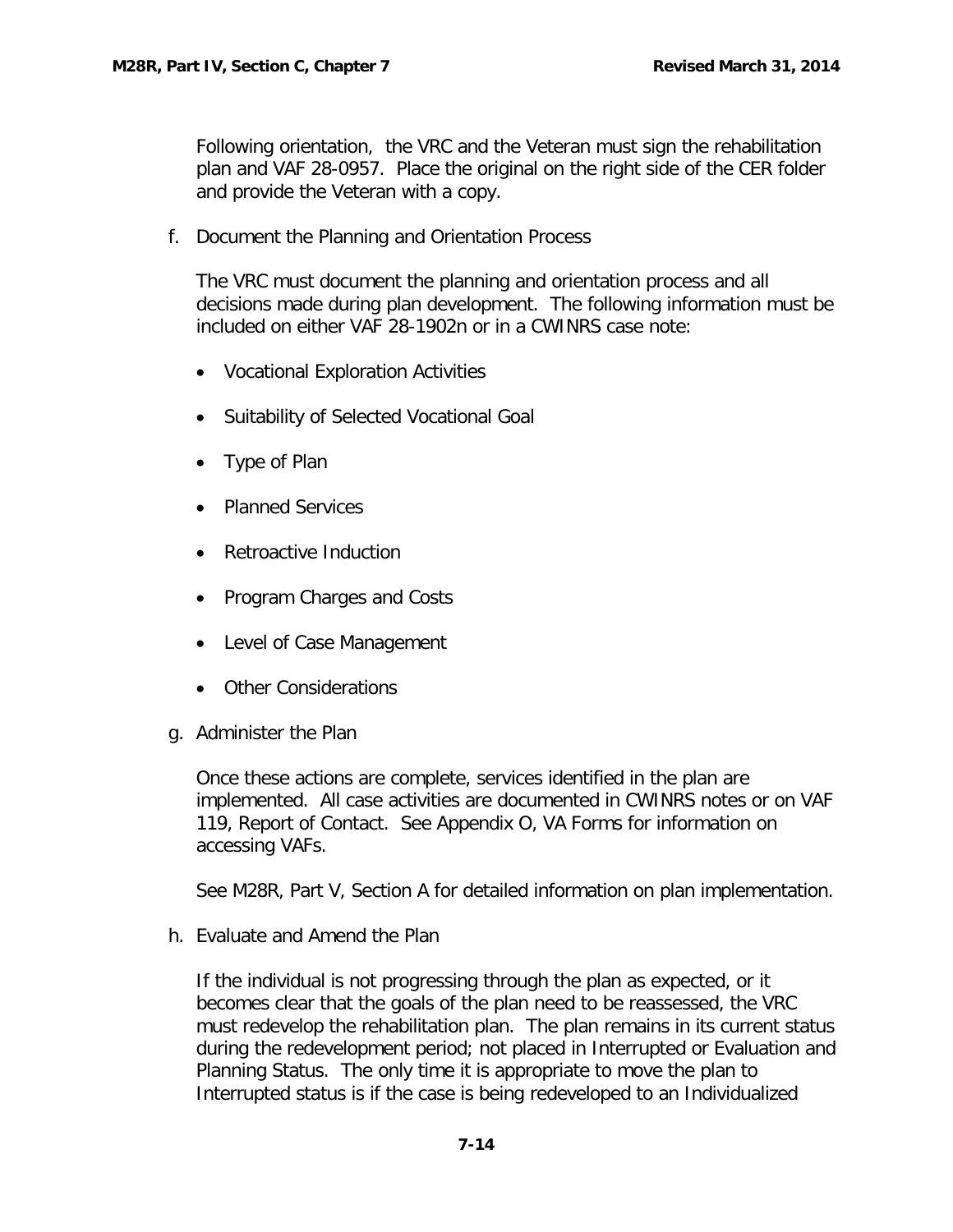Following orientation, the VRC and the Veteran must sign the rehabilitation plan and VAF 28-0957. Place the original on the right side of the CER folder and provide the Veteran with a copy.

f. Document the Planning and Orientation Process

The VRC must document the planning and orientation process and all decisions made during plan development. The following information must be included on either VAF 28-1902n or in a CWINRS case note:

- Vocational Exploration Activities
- Suitability of Selected Vocational Goal
- Type of Plan
- Planned Services
- Retroactive Induction
- Program Charges and Costs
- Level of Case Management
- Other Considerations

g. Administer the Plan

Once these actions are complete, services identified in the plan are implemented. All case activities are documented in CWINRS notes or on VAF 119, Report of Contact. See Appendix O, VA Forms for information on accessing VAFs.

See M28R, Part V, Section A for detailed information on plan implementation.

h. Evaluate and Amend the Plan

If the individual is not progressing through the plan as expected, or it becomes clear that the goals of the plan need to be reassessed, the VRC must redevelop the rehabilitation plan. The plan remains in its current status during the redevelopment period; not placed in Interrupted or Evaluation and Planning Status. The only time it is appropriate to move the plan to Interrupted status is if the case is being redeveloped to an Individualized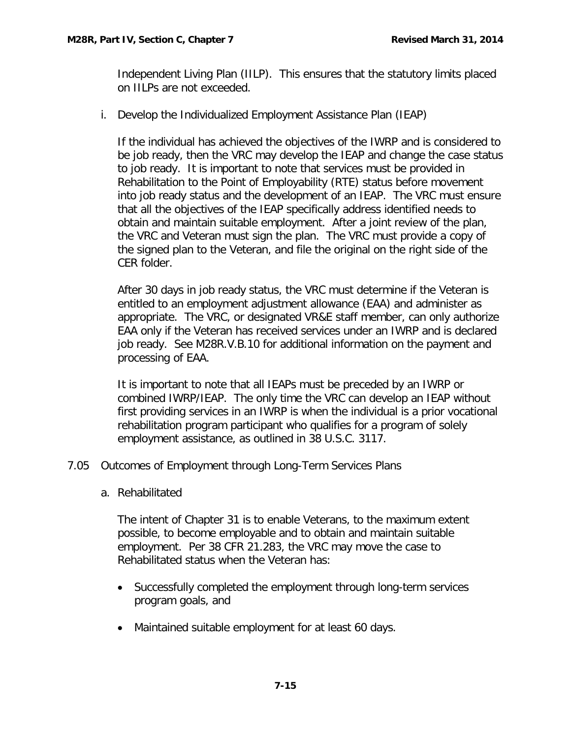Independent Living Plan (IILP). This ensures that the statutory limits placed on IILPs are not exceeded.

i. Develop the Individualized Employment Assistance Plan (IEAP)

If the individual has achieved the objectives of the IWRP and is considered to be job ready, then the VRC may develop the IEAP and change the case status to job ready. It is important to note that services must be provided in Rehabilitation to the Point of Employability (RTE) status before movement into job ready status and the development of an IEAP. The VRC must ensure that all the objectives of the IEAP specifically address identified needs to obtain and maintain suitable employment. After a joint review of the plan, the VRC and Veteran must sign the plan. The VRC must provide a copy of the signed plan to the Veteran, and file the original on the right side of the CER folder.

After 30 days in job ready status, the VRC must determine if the Veteran is entitled to an employment adjustment allowance (EAA) and administer as appropriate. The VRC, or designated VR&E staff member, can only authorize EAA only if the Veteran has received services under an IWRP and is declared job ready. See M28R.V.B.10 for additional information on the payment and processing of EAA.

It is important to note that all IEAPs must be preceded by an IWRP or combined IWRP/IEAP. The only time the VRC can develop an IEAP without first providing services in an IWRP is when the individual is a prior vocational rehabilitation program participant who qualifies for a program of solely employment assistance, as outlined in 38 U.S.C. 3117.

## 7.05 Outcomes of Employment through Long-Term Services Plans

### a. Rehabilitated

The intent of Chapter 31 is to enable Veterans, to the maximum extent possible, to become employable and to obtain and maintain suitable employment. Per 38 CFR 21.283, the VRC may move the case to Rehabilitated status when the Veteran has:

- Successfully completed the employment through long-term services program goals, and
- Maintained suitable employment for at least 60 days.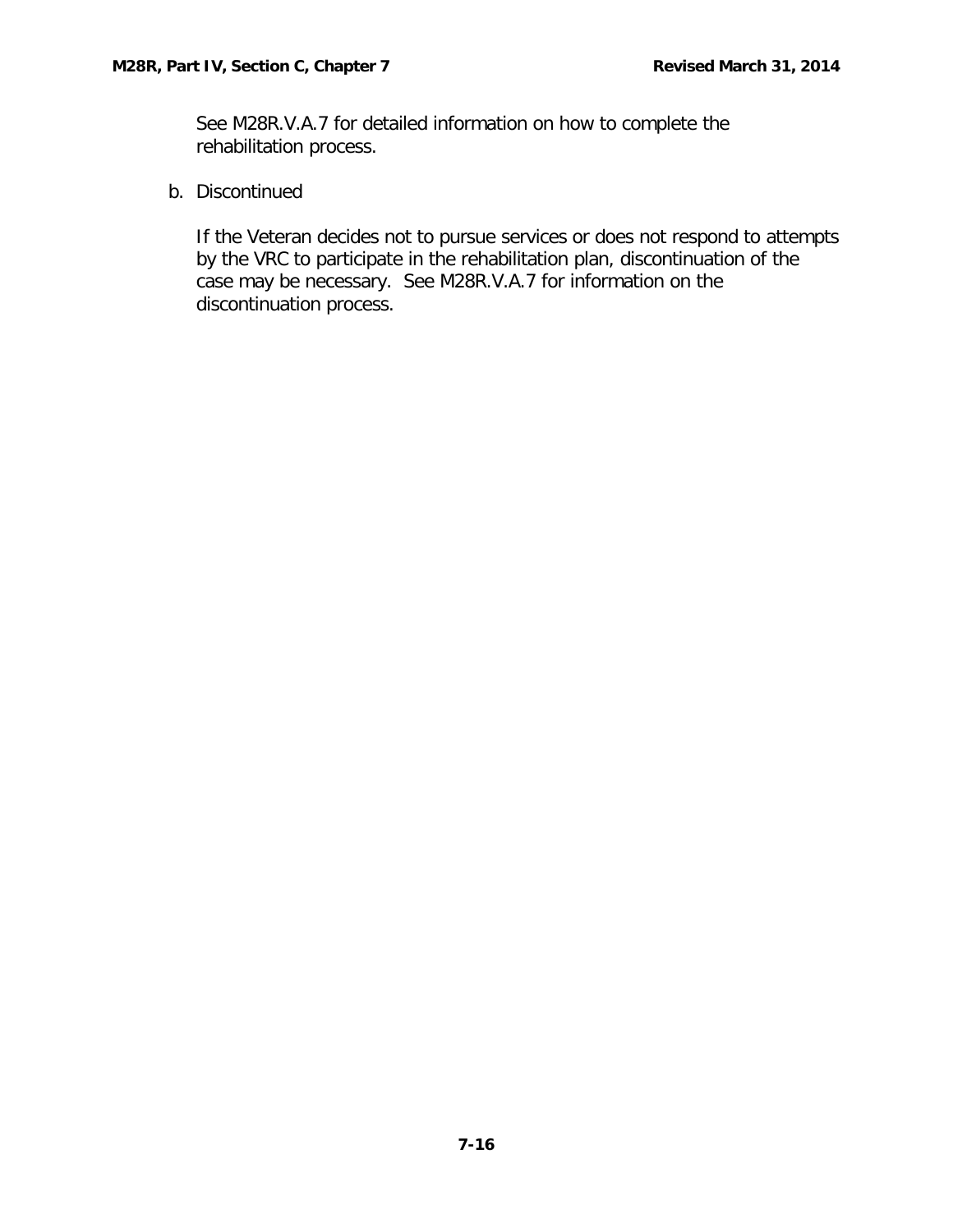See M28R.V.A.7 for detailed information on how to complete the rehabilitation process.

b. Discontinued

If the Veteran decides not to pursue services or does not respond to attempts by the VRC to participate in the rehabilitation plan, discontinuation of the case may be necessary. See M28R.V.A.7 for information on the discontinuation process.